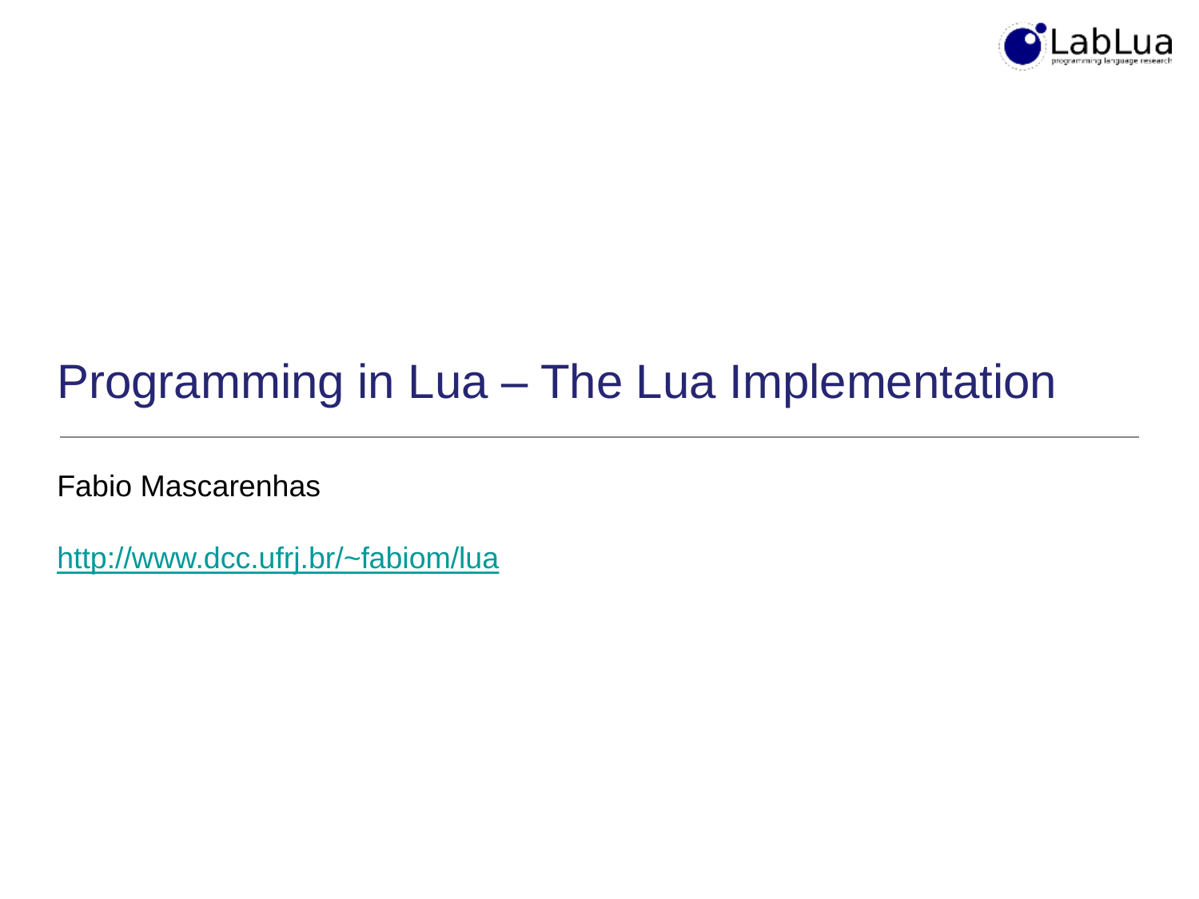# Programming in Lua – The Lua Implementation

Fabio Mascarenhas

http://www.dcc.ufrj.br/~fabiom/lua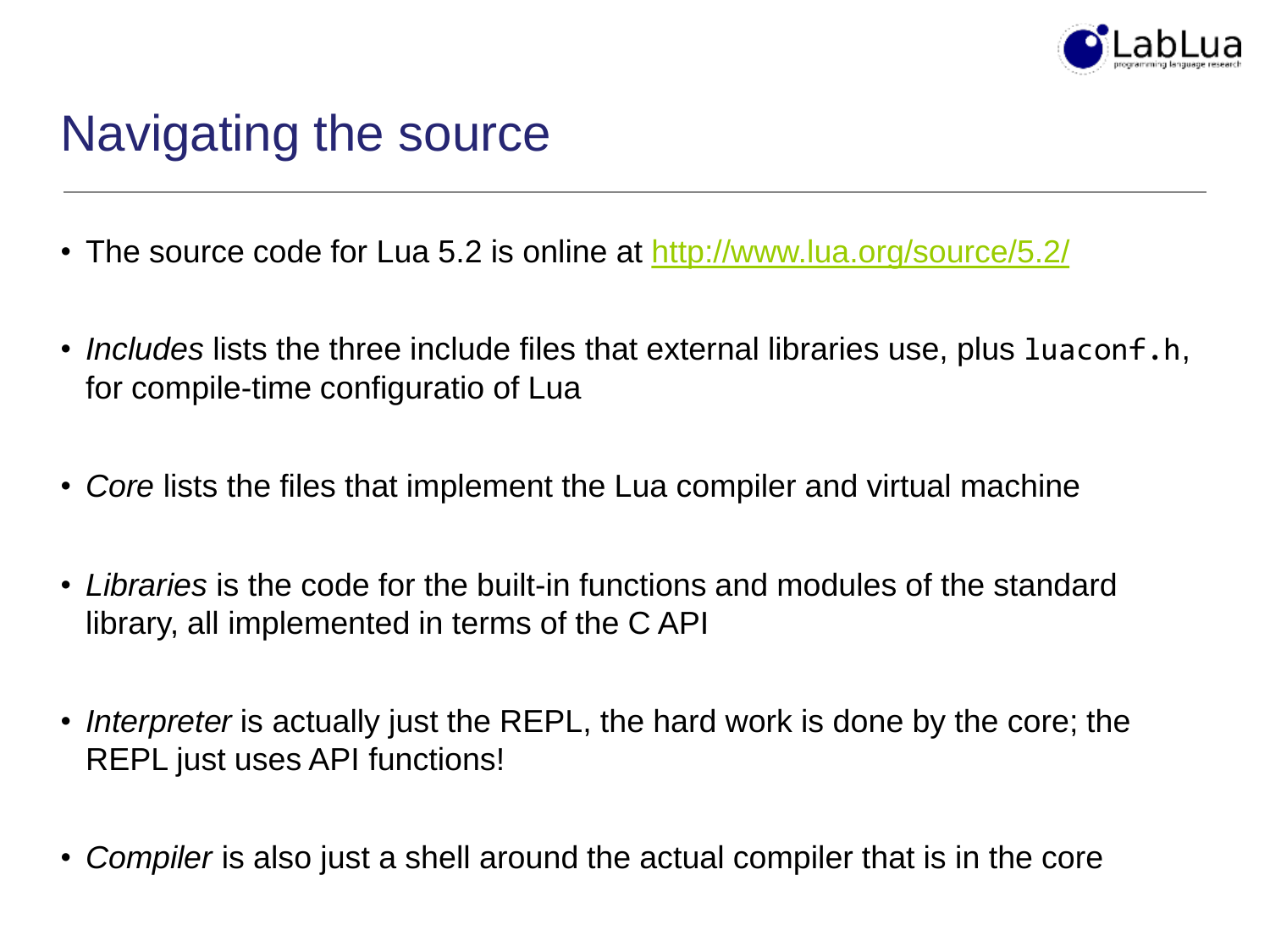# Navigating the source

- The source code for Lua 5.2 is online at [http://www.lua.org/source/5.2/](http://www.lua.org/source/5.2/)
- *Includes* lists the three include files that external libraries use, plus `luaconf.h`, for compile-time configuratio of Lua
- *Core* lists the files that implement the Lua compiler and virtual machine
- *Libraries* is the code for the built-in functions and modules of the standard library, all implemented in terms of the C API
- *Interpreter* is actually just the REPL, the hard work is done by the core; the REPL just uses API functions!
- *Compiler* is also just a shell around the actual compiler that is in the core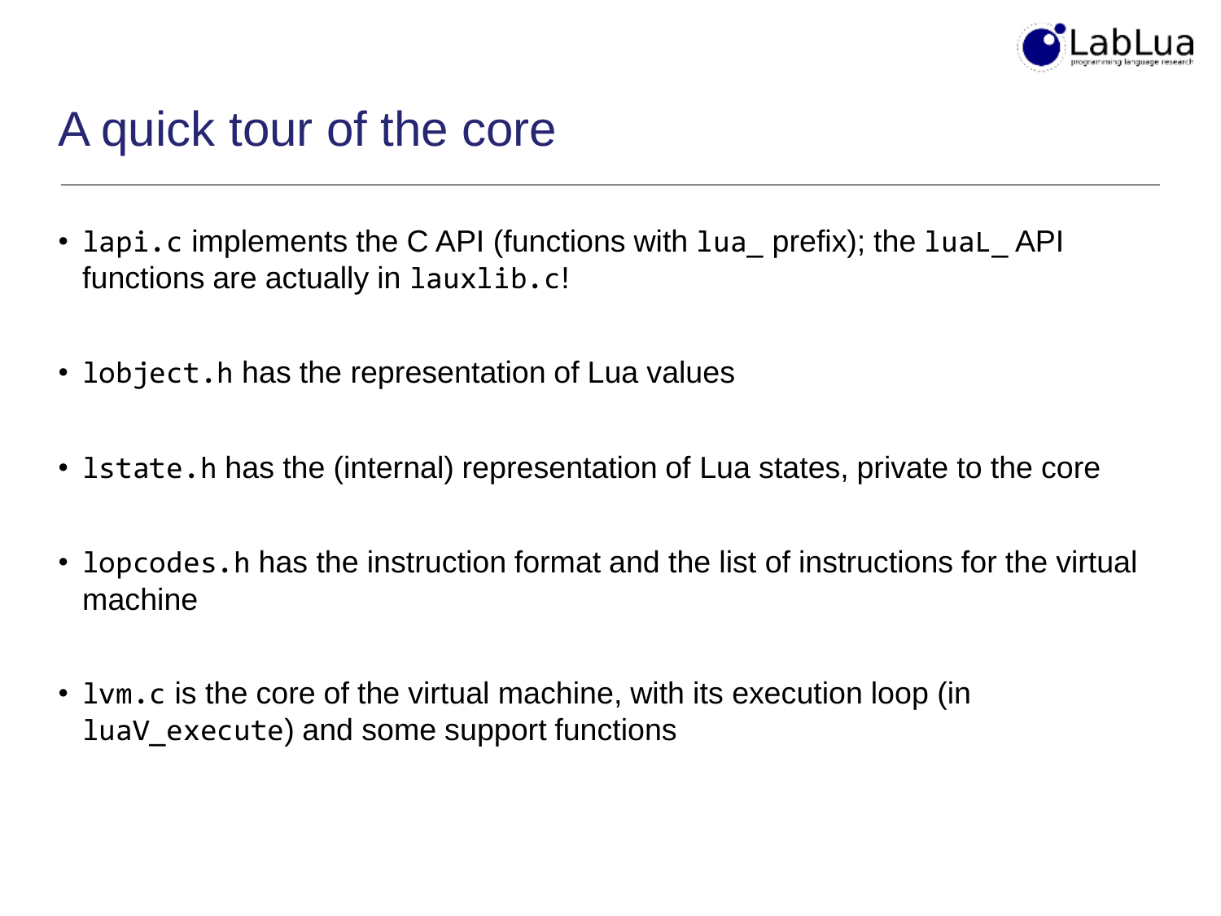# A quick tour of the core

- `lapi.c` implements the C API (functions with `lua_` prefix); the `luaL_` API functions are actually in `lauxlib.c`!
- `lobject.h` has the representation of Lua values
- `lstate.h` has the (internal) representation of Lua states, private to the core
- `lopcodes.h` has the instruction format and the list of instructions for the virtual machine
- `lvm.c` is the core of the virtual machine, with its execution loop (in `luaV_execute`) and some support functions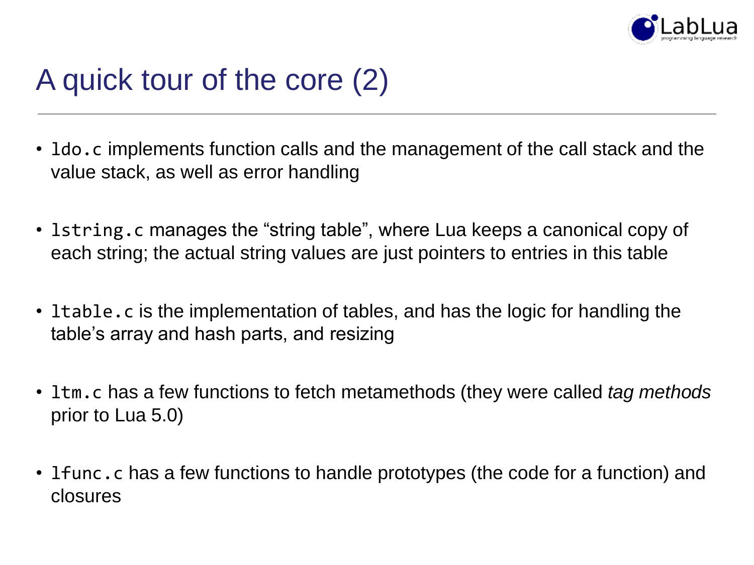# A quick tour of the core (2)

- `ldo.c` implements function calls and the management of the call stack and the value stack, as well as error handling

- `lstring.c` manages the "string table", where Lua keeps a canonical copy of each string; the actual string values are just pointers to entries in this table

- `ltable.c` is the implementation of tables, and has the logic for handling the table's array and hash parts, and resizing

- `ltm.c` has a few functions to fetch metamethods (they were called *tag methods* prior to Lua 5.0)

- `lfunc.c` has a few functions to handle prototypes (the code for a function) and closures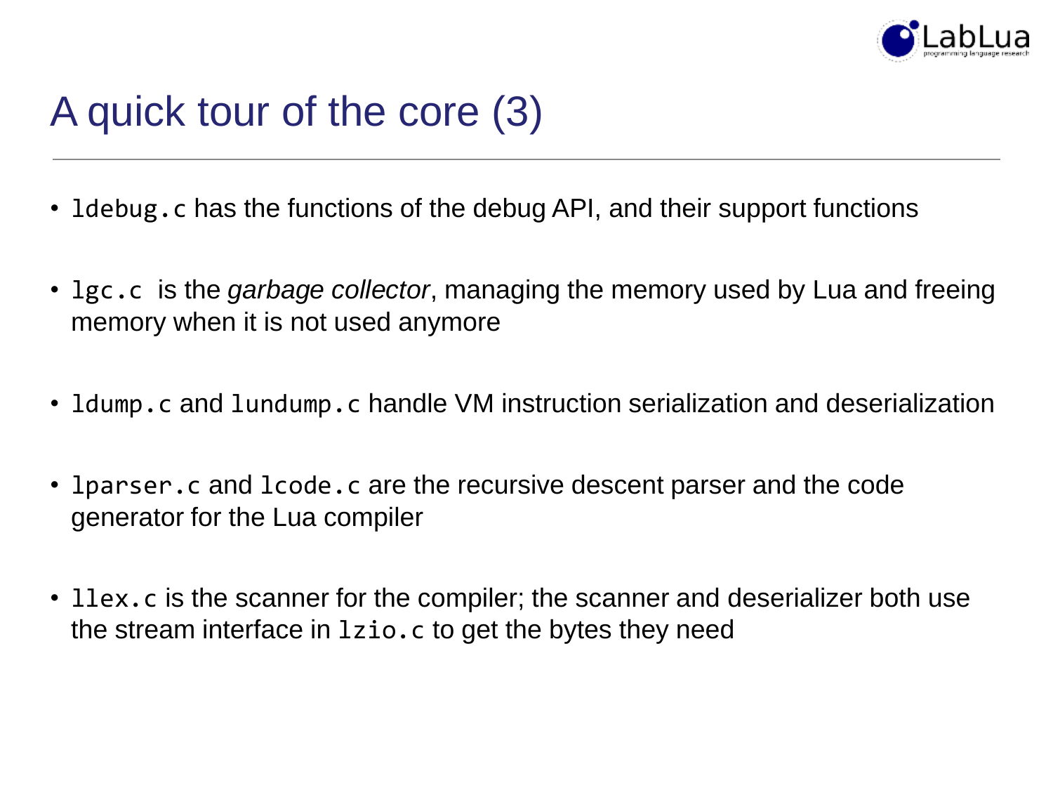# A quick tour of the core (3)

- `ldebug.c` has the functions of the debug API, and their support functions
- `lgc.c` is the *garbage collector*, managing the memory used by Lua and freeing memory when it is not used anymore
- `ldump.c` and `lundump.c` handle VM instruction serialization and deserialization
- `lparser.c` and `lcode.c` are the recursive descent parser and the code generator for the Lua compiler
- `llex.c` is the scanner for the compiler; the scanner and deserializer both use the stream interface in `lzio.c` to get the bytes they need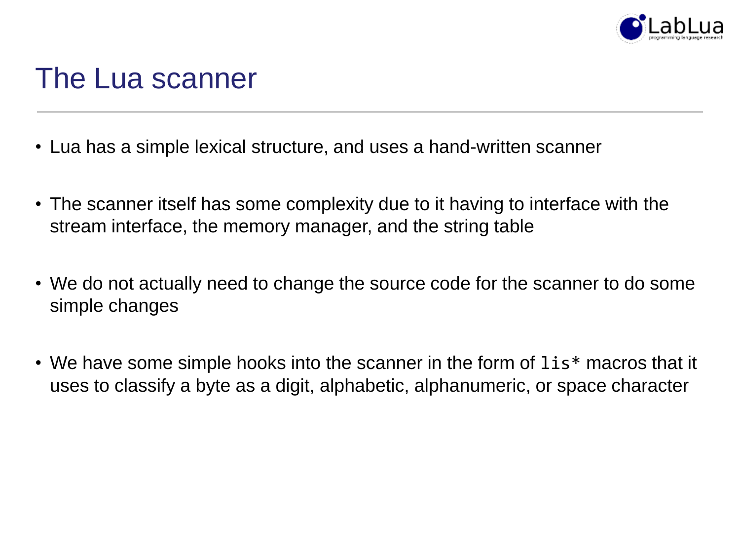# The Lua scanner

- Lua has a simple lexical structure, and uses a hand-written scanner
- The scanner itself has some complexity due to it having to interface with the stream interface, the memory manager, and the string table
- We do not actually need to change the source code for the scanner to do some simple changes
- We have some simple hooks into the scanner in the form of `lis*` macros that it uses to classify a byte as a digit, alphabetic, alphanumeric, or space character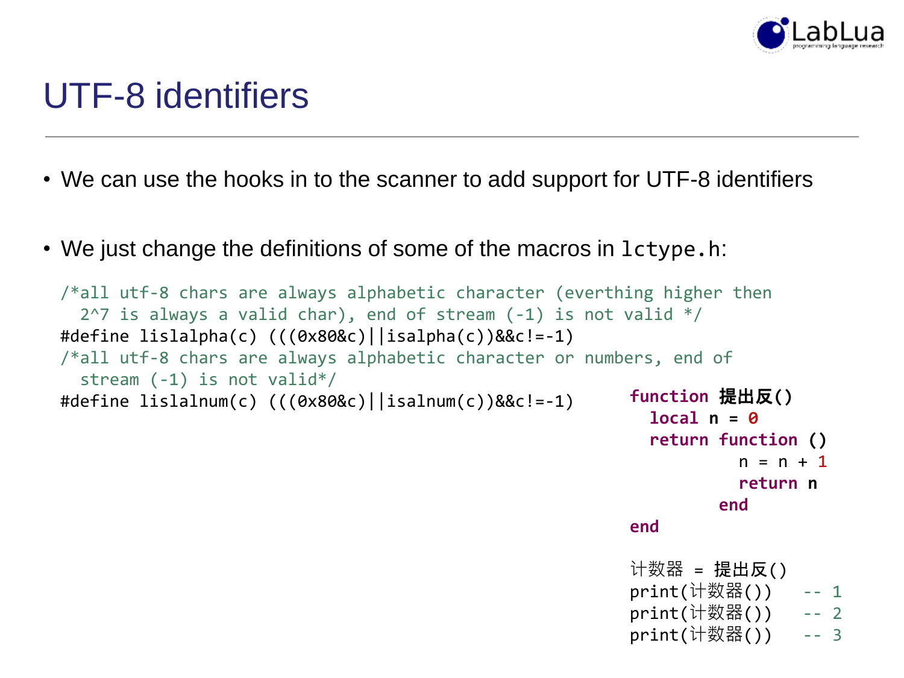# UTF-8 identifiers

- We can use the hooks in to the scanner to add support for UTF-8 identifiers

- We just change the definitions of some of the macros in `lctype.h`:

```c
/*all utf-8 chars are always alphabetic character (everthing higher then
  2^7 is always a valid char), end of stream (-1) is not valid */
#define lislalpha(c) (((0x80&c)||isalpha(c))&&c!=-1)
/*all utf-8 chars are always alphabetic character or numbers, end of
  stream (-1) is not valid*/
#define lislalnum(c) (((0x80&c)||isalnum(c))&&c!=-1)
```

```lua
function 提出反()
  local n = 0
  return function ()
           n = n + 1
           return n
         end
end

计数器 = 提出反()
print(计数器())   -- 1
print(计数器())   -- 2
print(计数器())   -- 3
```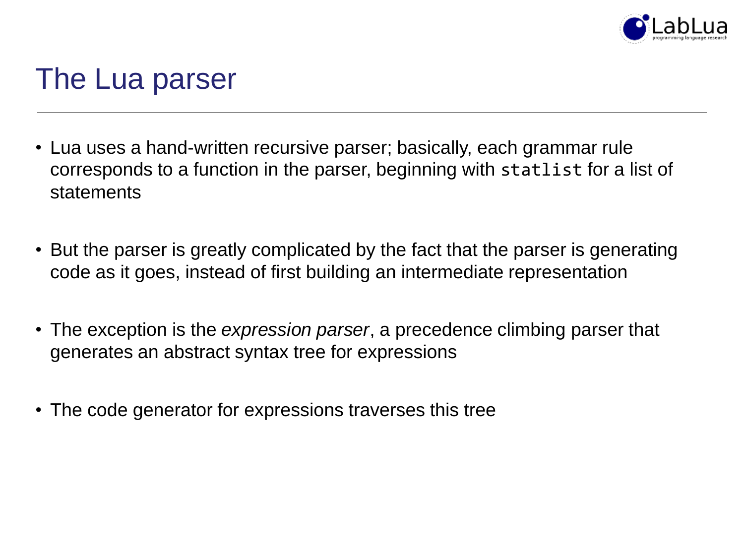# The Lua parser

- Lua uses a hand-written recursive parser; basically, each grammar rule corresponds to a function in the parser, beginning with `statlist` for a list of statements
- But the parser is greatly complicated by the fact that the parser is generating code as it goes, instead of first building an intermediate representation
- The exception is the *expression parser*, a precedence climbing parser that generates an abstract syntax tree for expressions
- The code generator for expressions traverses this tree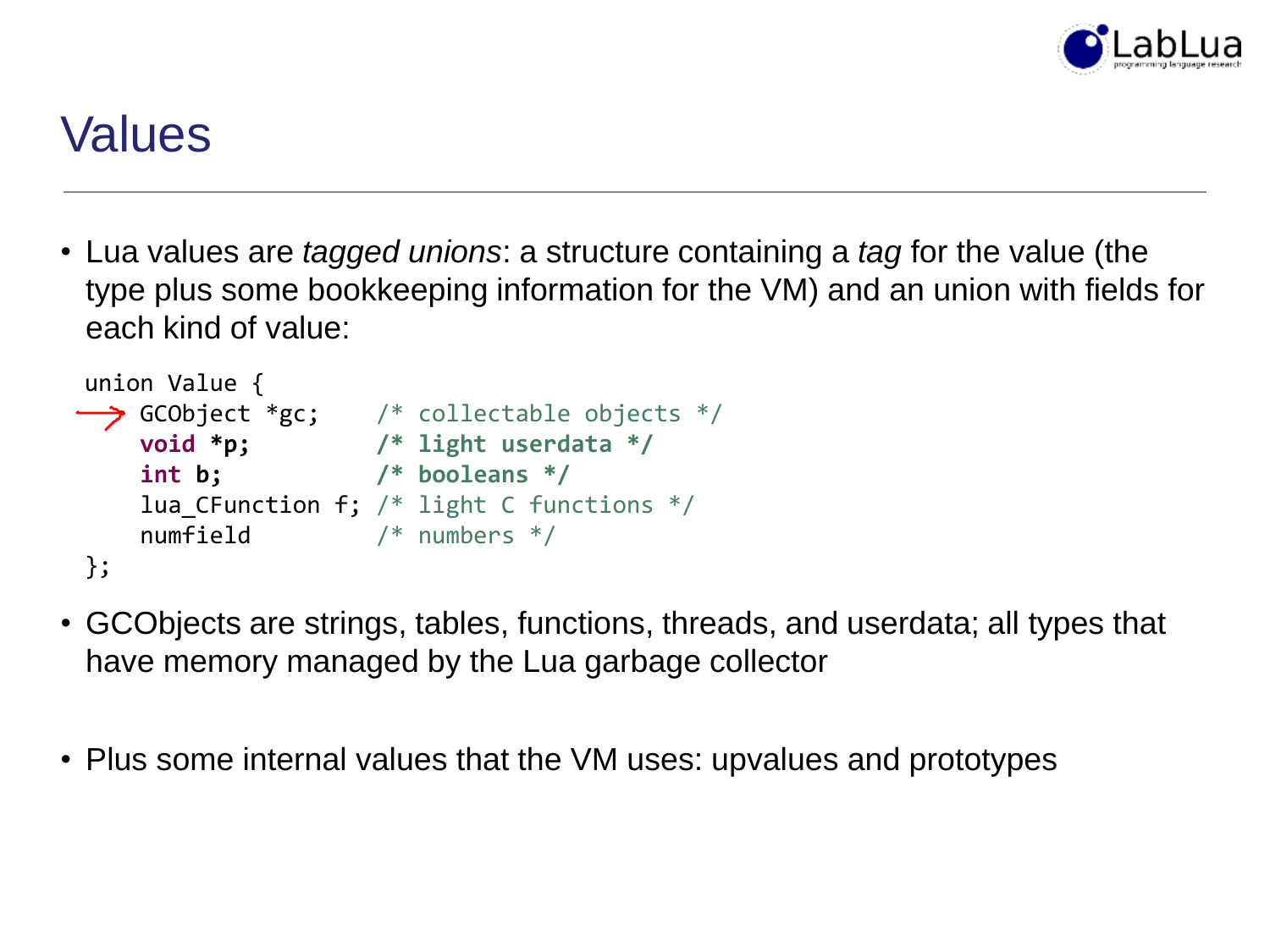# Values

- Lua values are *tagged unions*: a structure containing a *tag* for the value (the type plus some bookkeeping information for the VM) and an union with fields for each kind of value:

```
union Value {
    GCObject *gc;     /* collectable objects */
    void *p;          /* light userdata */
    int b;            /* booleans */
    lua_CFunction f; /* light C functions */
    numfield          /* numbers */
};
```

- GCObjects are strings, tables, functions, threads, and userdata; all types that have memory managed by the Lua garbage collector

- Plus some internal values that the VM uses: upvalues and prototypes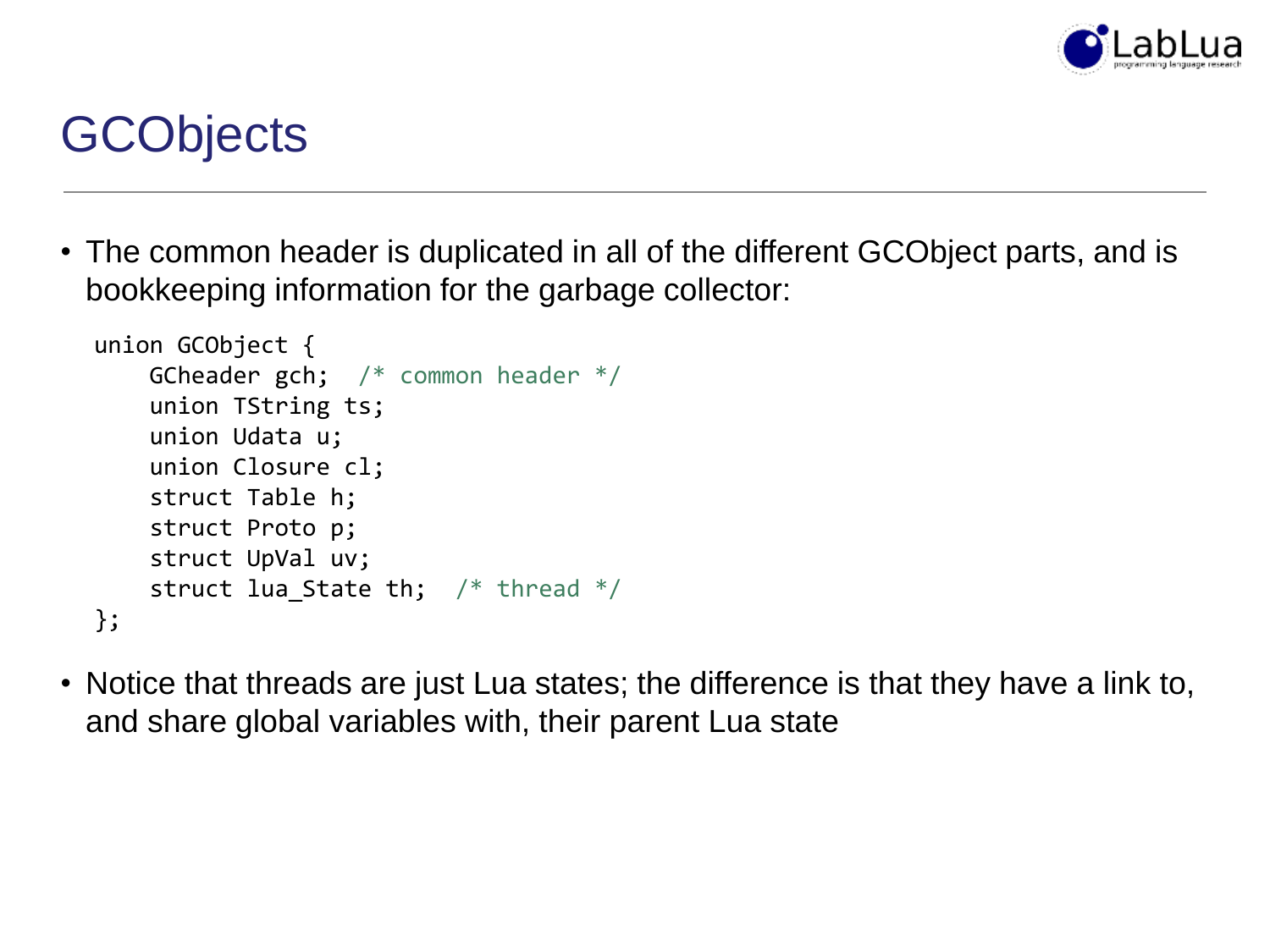# GCObjects

- The common header is duplicated in all of the different GCObject parts, and is bookkeeping information for the garbage collector:

```
union GCObject {
    GCheader gch;  /* common header */
    union TString ts;
    union Udata u;
    union Closure cl;
    struct Table h;
    struct Proto p;
    struct UpVal uv;
    struct lua_State th;  /* thread */
};
```

- Notice that threads are just Lua states; the difference is that they have a link to, and share global variables with, their parent Lua state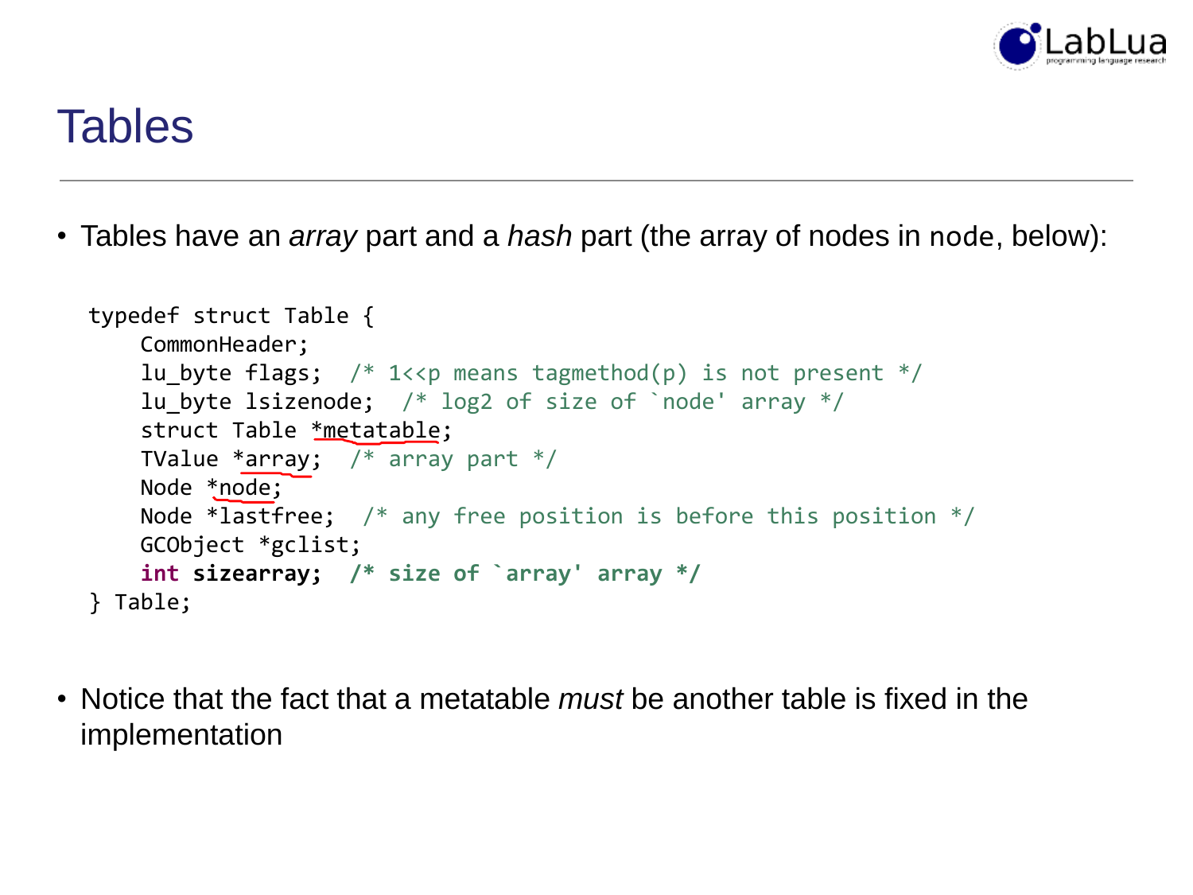# Tables

- Tables have an *array* part and a *hash* part (the array of nodes in node, below):

```
typedef struct Table {
    CommonHeader;
    lu_byte flags;  /* 1<<p means tagmethod(p) is not present */
    lu_byte lsizenode;  /* log2 of size of `node' array */
    struct Table *metatable;
    TValue *array;  /* array part */
    Node *node;
    Node *lastfree;  /* any free position is before this position */
    GCObject *gclist;
    int sizearray;  /* size of `array' array */
} Table;
```

- Notice that the fact that a metatable *must* be another table is fixed in the implementation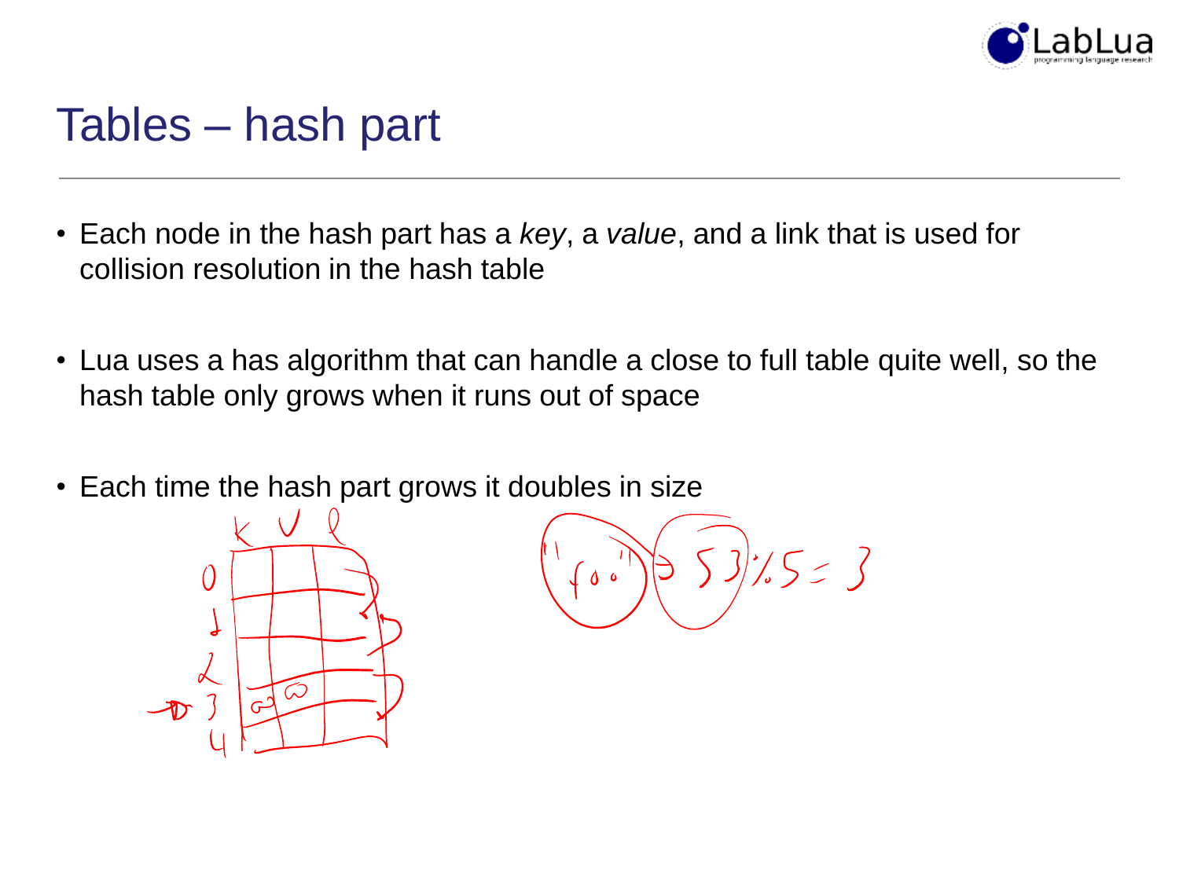# Tables – hash part

- Each node in the hash part has a *key*, a *value*, and a link that is used for collision resolution in the hash table
- Lua uses a has algorithm that can handle a close to full table quite well, so the hash table only grows when it runs out of space
- Each time the hash part grows it doubles in size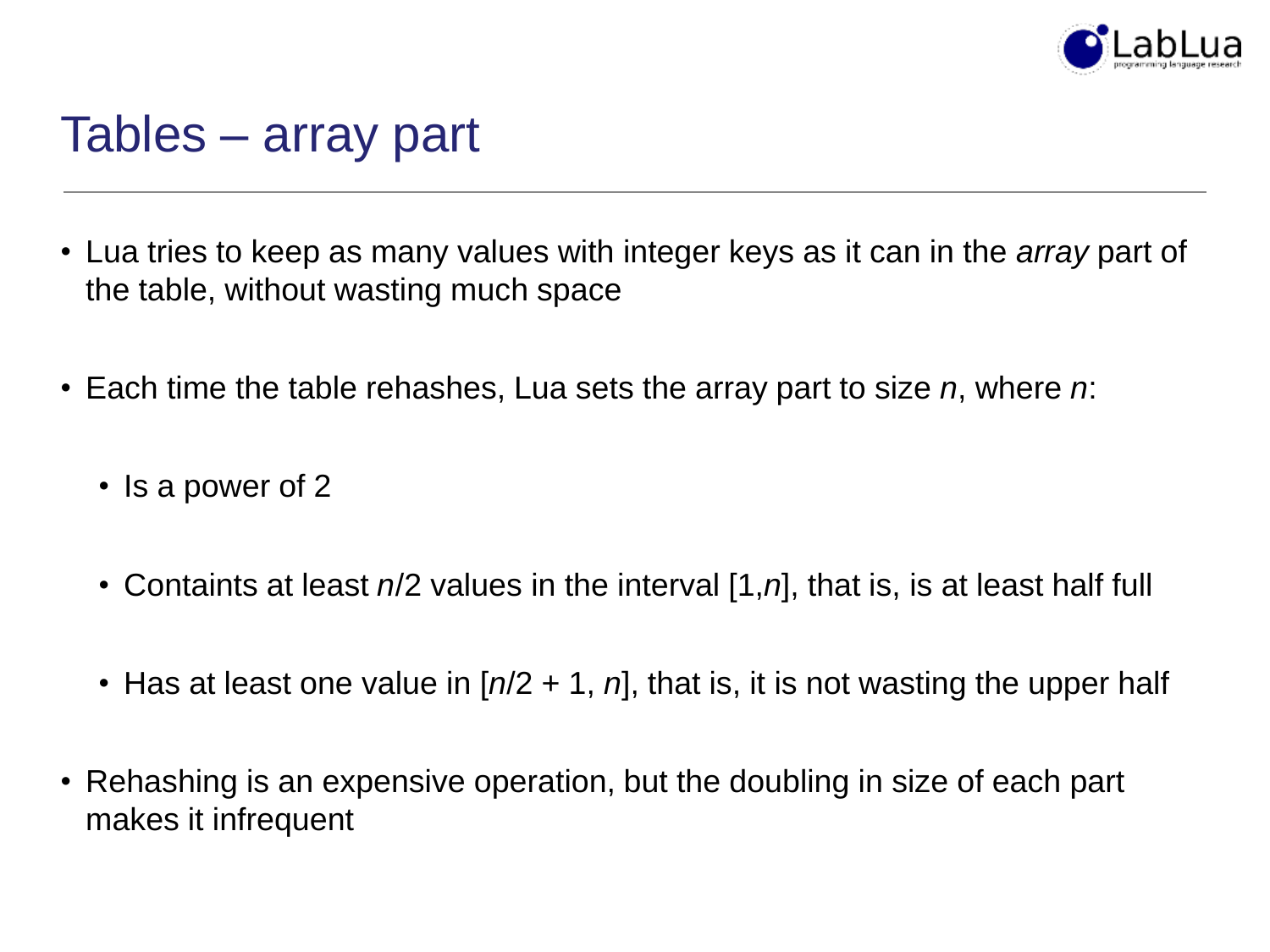# Tables – array part

- Lua tries to keep as many values with integer keys as it can in the *array* part of the table, without wasting much space
- Each time the table rehashes, Lua sets the array part to size $n$, where $n$:
  - Is a power of 2
  - Containts at least $n/2$ values in the interval $[1,n]$, that is, is at least half full
  - Has at least one value in $[n/2 + 1, n]$, that is, it is not wasting the upper half
- Rehashing is an expensive operation, but the doubling in size of each part makes it infrequent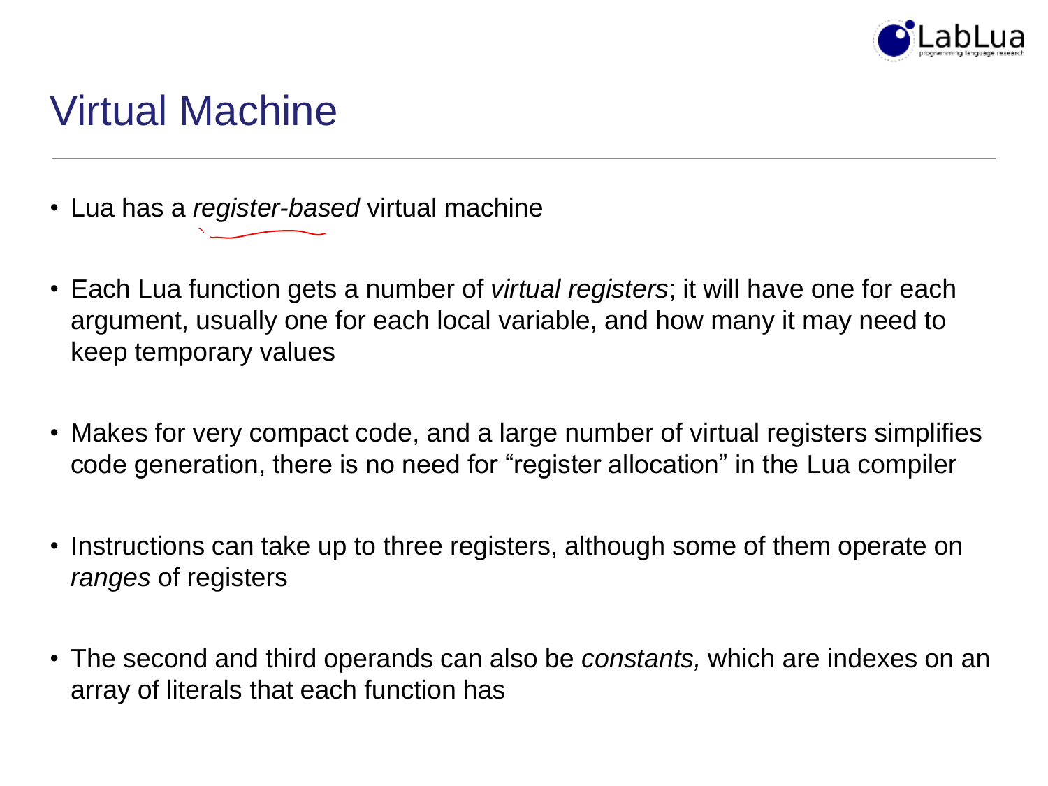# Virtual Machine

- Lua has a *register-based* virtual machine
- Each Lua function gets a number of *virtual registers*; it will have one for each argument, usually one for each local variable, and how many it may need to keep temporary values
- Makes for very compact code, and a large number of virtual registers simplifies code generation, there is no need for “register allocation” in the Lua compiler
- Instructions can take up to three registers, although some of them operate on *ranges* of registers
- The second and third operands can also be *constants,* which are indexes on an array of literals that each function has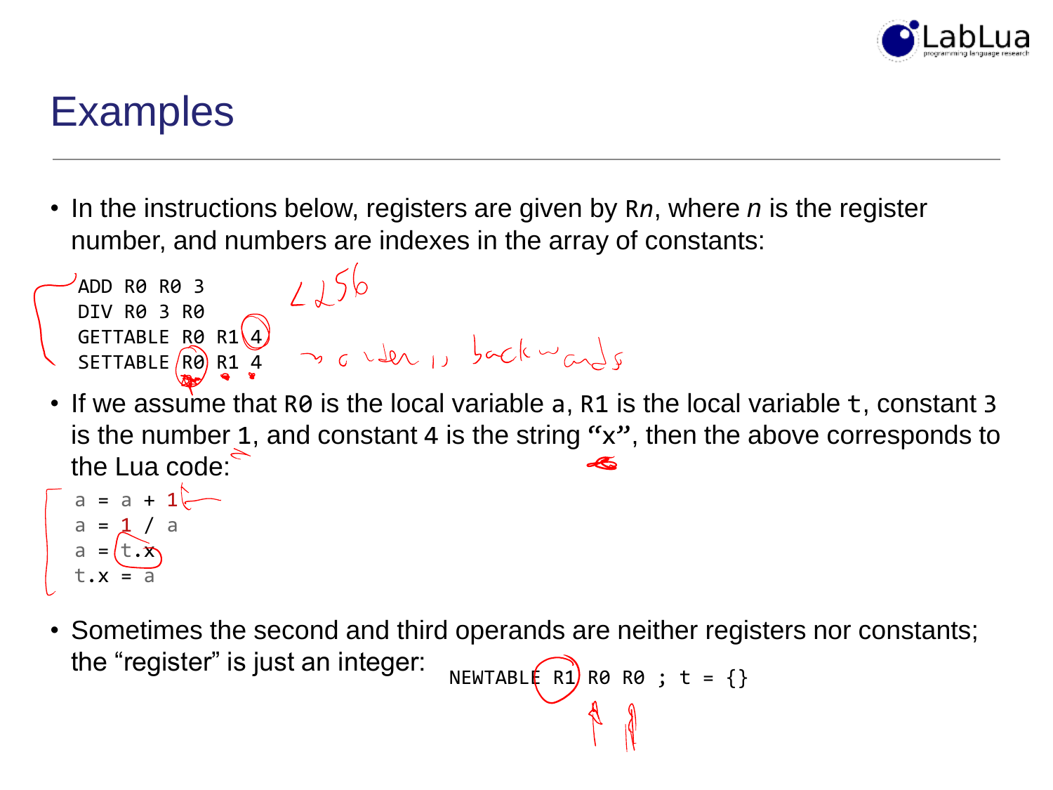# Examples

- In the instructions below, registers are given by R*n*, where *n* is the register number, and numbers are indexes in the array of constants:

```
ADD R0 R0 3
DIV R0 3 R0
GETTABLE R0 R1 4
SETTABLE R0 R1 4
```

- If we assume that R0 is the local variable a, R1 is the local variable t, constant 3 is the number 1, and constant 4 is the string "x", then the above corresponds to the Lua code:

```
a = a + 1
a = 1 / a
a = t.x
t.x = a
```

- Sometimes the second and third operands are neither registers nor constants; the "register" is just an integer: `NEWTABLE R1 R0 R0 ; t = {}`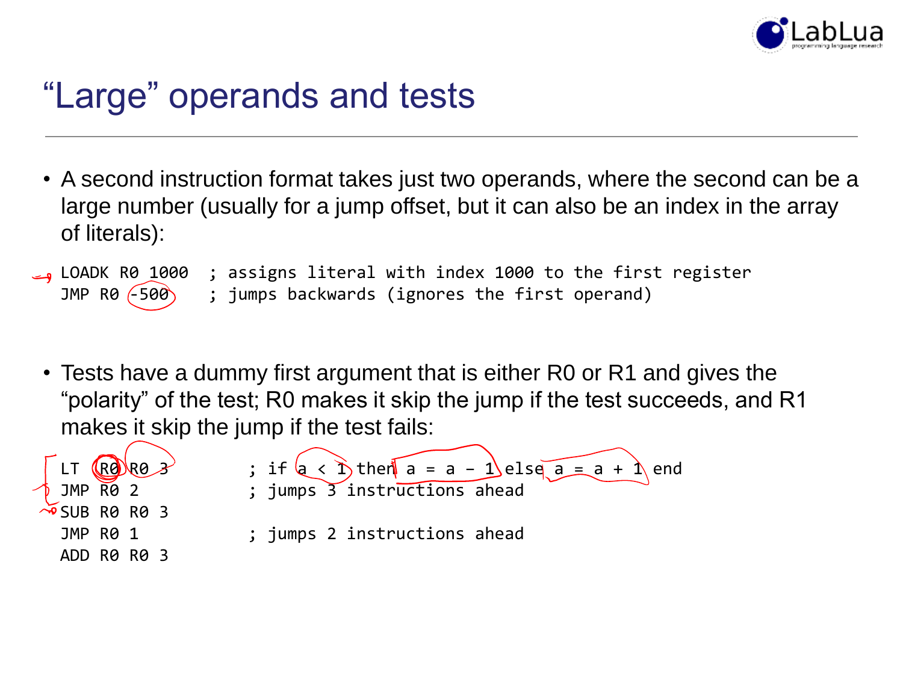# "Large" operands and tests

- A second instruction format takes just two operands, where the second can be a large number (usually for a jump offset, but it can also be an index in the array of literals):

```
LOADK R0 1000  ; assigns literal with index 1000 to the first register
JMP R0 -500    ; jumps backwards (ignores the first operand)
```

- Tests have a dummy first argument that is either R0 or R1 and gives the "polarity" of the test; R0 makes it skip the jump if the test succeeds, and R1 makes it skip the jump if the test fails:

```
LT R0 R0 3          ; if a < 1 then a = a – 1 else a = a + 1 end
JMP R0 2            ; jumps 3 instructions ahead
SUB R0 R0 3
JMP R0 1            ; jumps 2 instructions ahead
ADD R0 R0 3
```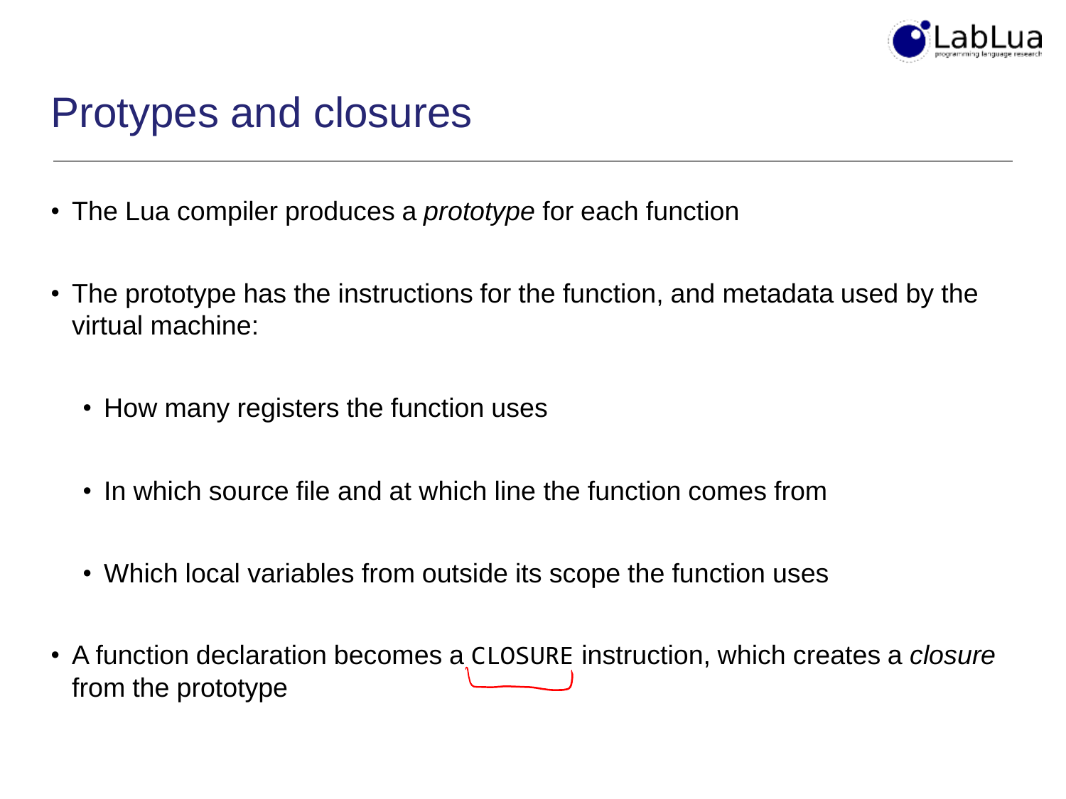# Protypes and closures

- The Lua compiler produces a *prototype* for each function
- The prototype has the instructions for the function, and metadata used by the virtual machine:
  - How many registers the function uses
  - In which source file and at which line the function comes from
  - Which local variables from outside its scope the function uses
- A function declaration becomes a `CLOSURE` instruction, which creates a *closure* from the prototype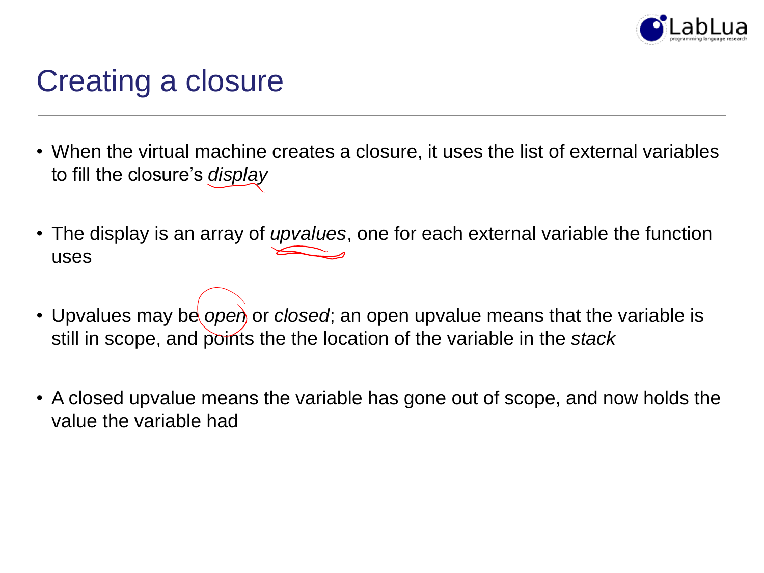# Creating a closure

- When the virtual machine creates a closure, it uses the list of external variables to fill the closure's *display*

- The display is an array of *upvalues*, one for each external variable the function uses

- Upvalues may be *open* or *closed*; an open upvalue means that the variable is still in scope, and points the the location of the variable in the *stack*

- A closed upvalue means the variable has gone out of scope, and now holds the value the variable had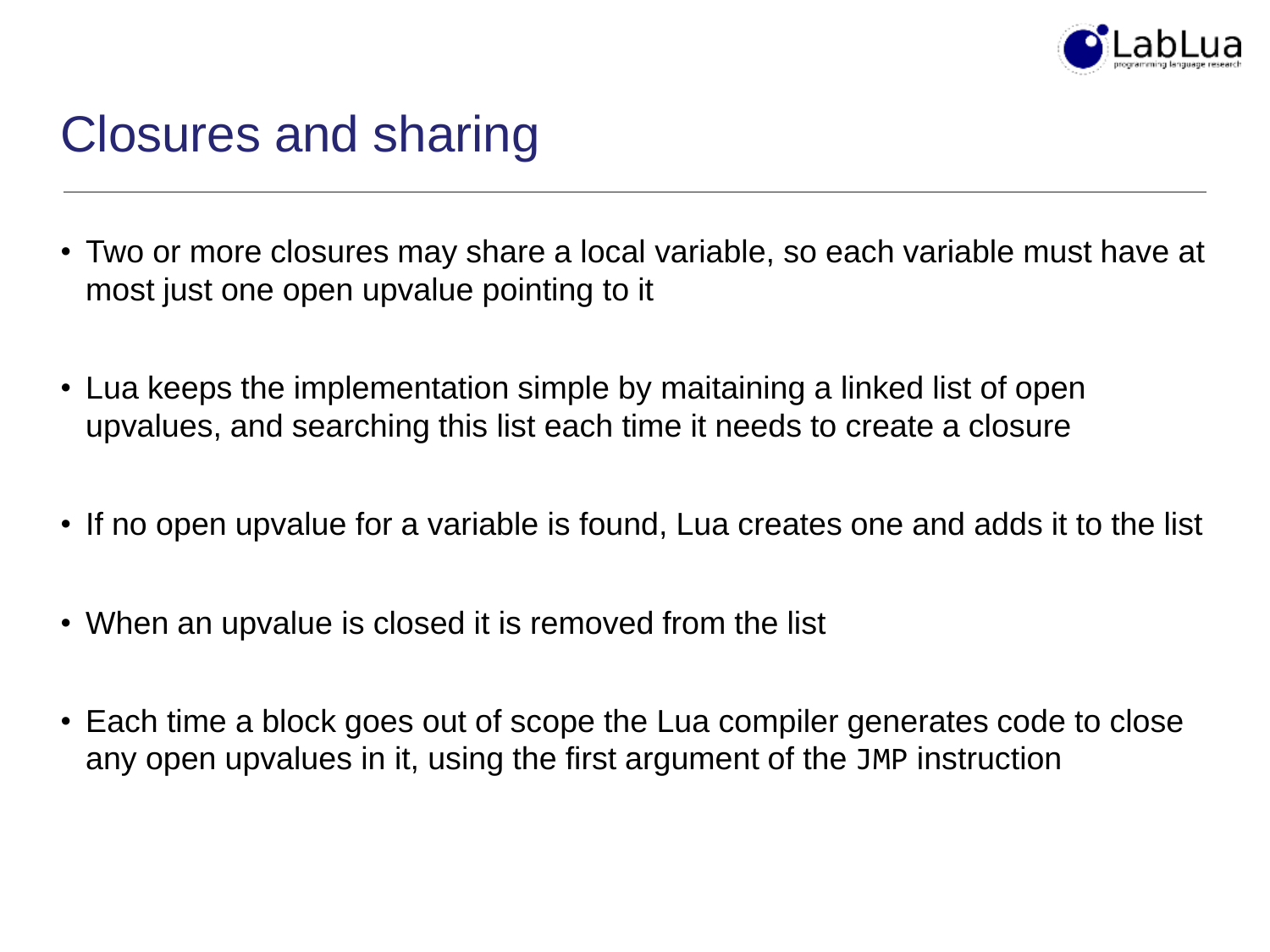# Closures and sharing

- Two or more closures may share a local variable, so each variable must have at most just one open upvalue pointing to it
- Lua keeps the implementation simple by maitaining a linked list of open upvalues, and searching this list each time it needs to create a closure
- If no open upvalue for a variable is found, Lua creates one and adds it to the list
- When an upvalue is closed it is removed from the list
- Each time a block goes out of scope the Lua compiler generates code to close any open upvalues in it, using the first argument of the `JMP` instruction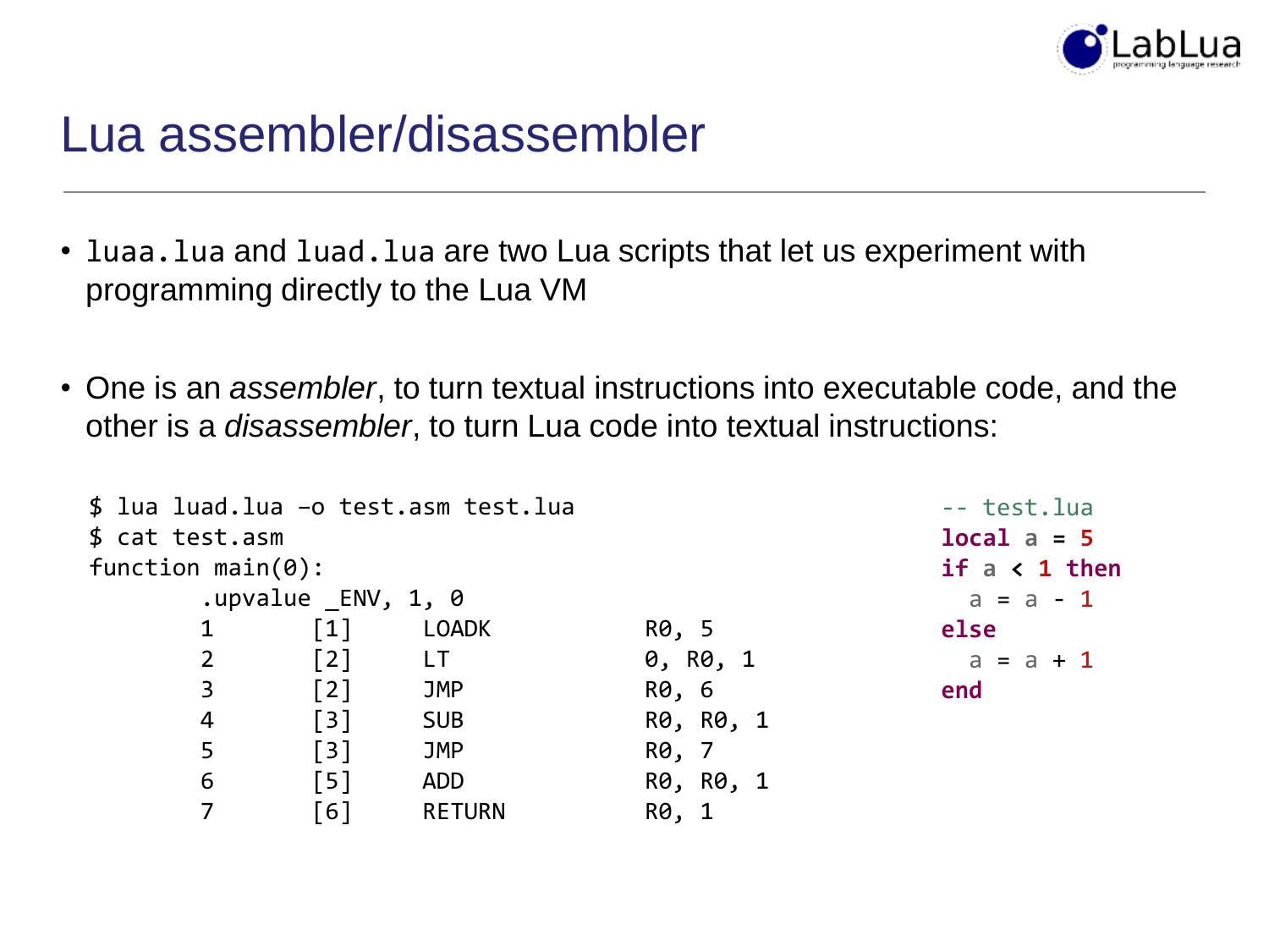# Lua assembler/disassembler

- `luaa.lua` and `luad.lua` are two Lua scripts that let us experiment with programming directly to the Lua VM

- One is an *assembler*, to turn textual instructions into executable code, and the other is a *disassembler*, to turn Lua code into textual instructions:

```
$ lua luad.lua –o test.asm test.lua
$ cat test.asm
function main(0):
        .upvalue _ENV, 1, 0
        1       [1]     LOADK           R0, 5
        2       [2]     LT              0, R0, 1
        3       [2]     JMP             R0, 6
        4       [3]     SUB             R0, R0, 1
        5       [3]     JMP             R0, 7
        6       [5]     ADD             R0, R0, 1
        7       [6]     RETURN          R0, 1
```

```lua
-- test.lua
local a = 5
if a < 1 then
  a = a - 1
else
  a = a + 1
end
```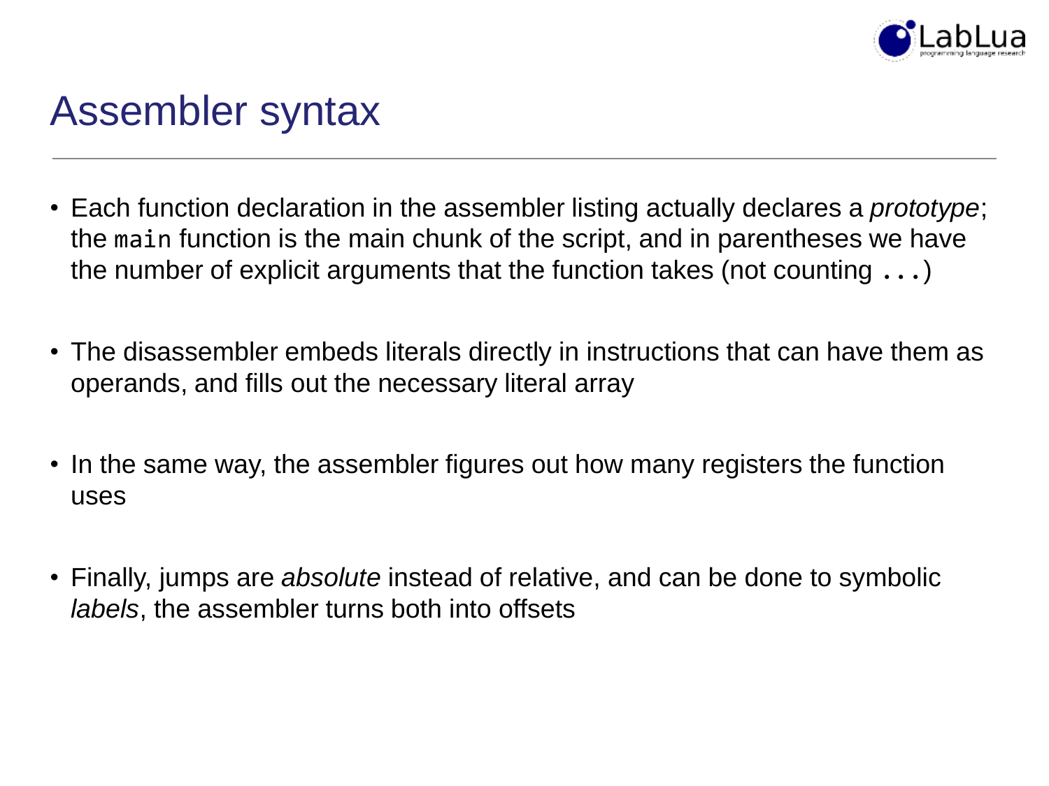# Assembler syntax

- Each function declaration in the assembler listing actually declares a *prototype*; the `main` function is the main chunk of the script, and in parentheses we have the number of explicit arguments that the function takes (not counting `...`)

- The disassembler embeds literals directly in instructions that can have them as operands, and fills out the necessary literal array

- In the same way, the assembler figures out how many registers the function uses

- Finally, jumps are *absolute* instead of relative, and can be done to symbolic *labels*, the assembler turns both into offsets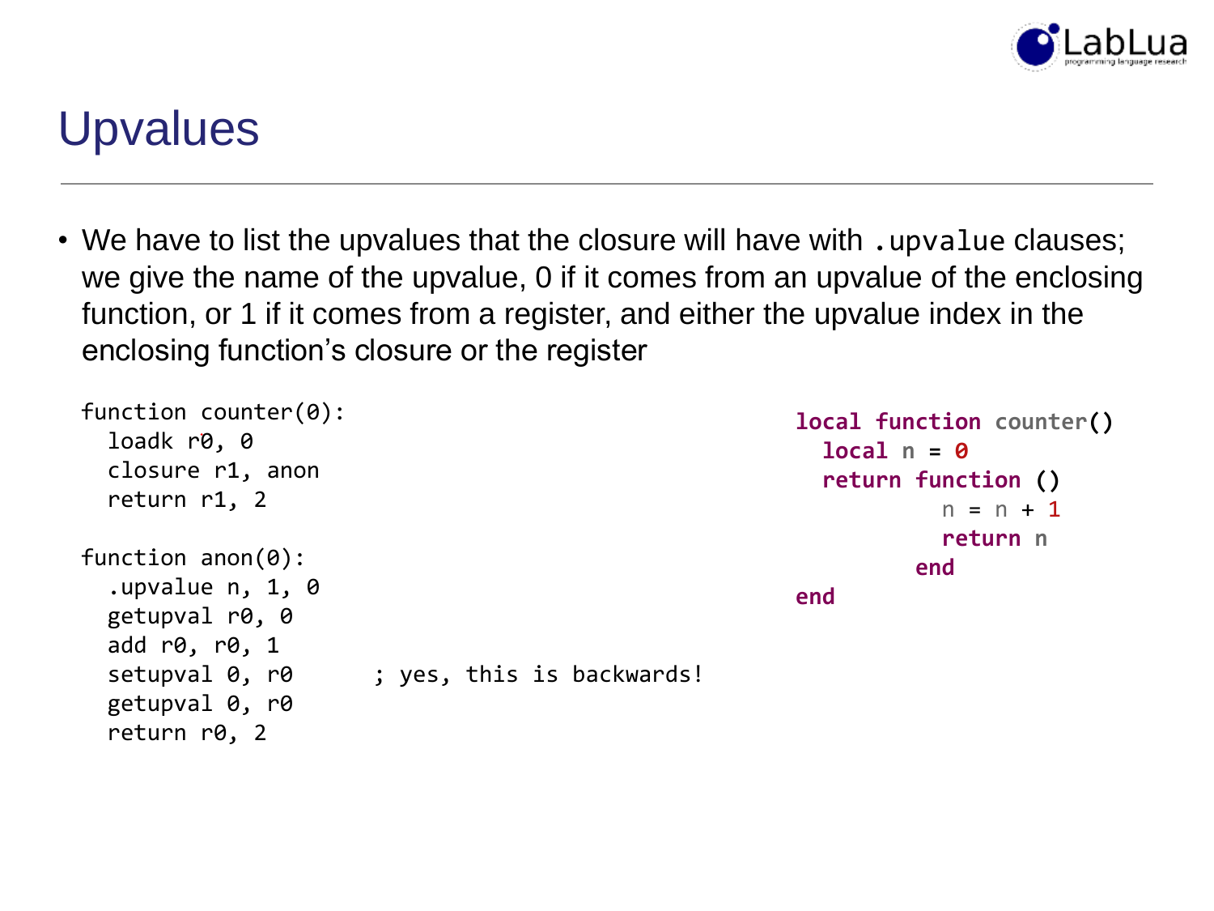# Upvalues

- We have to list the upvalues that the closure will have with `.upvalue` clauses; we give the name of the upvalue, 0 if it comes from an upvalue of the enclosing function, or 1 if it comes from a register, and either the upvalue index in the enclosing function's closure or the register

```
function counter(0):
  loadk r0, 0
  closure r1, anon
  return r1, 2

function anon(0):
  .upvalue n, 1, 0
  getupval r0, 0
  add r0, r0, 1
  setupval 0, r0      ; yes, this is backwards!
  getupval 0, r0
  return r0, 2
```

```lua
local function counter()
  local n = 0
  return function ()
           n = n + 1
           return n
         end
end
```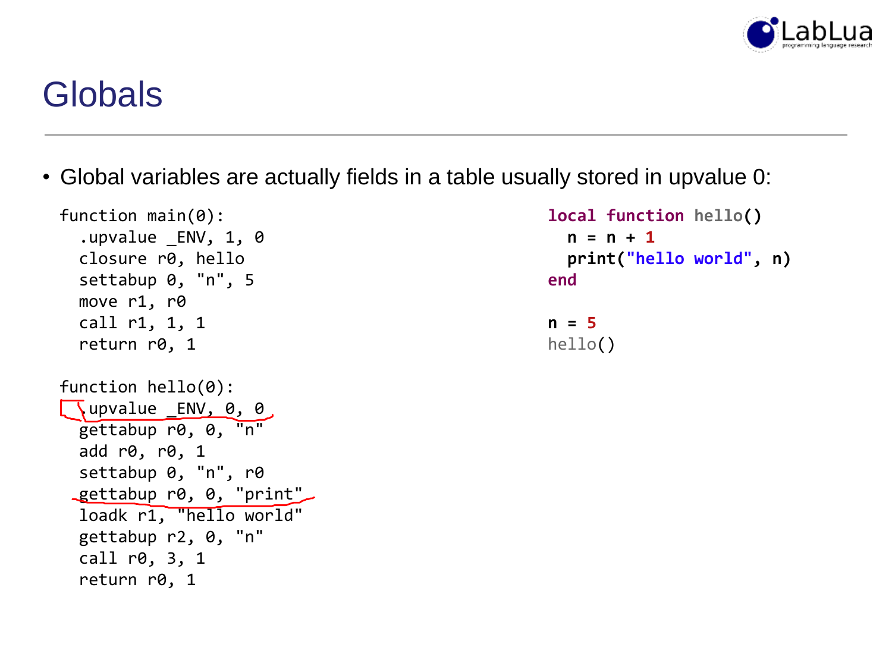# Globals

- Global variables are actually fields in a table usually stored in upvalue 0:

```
function main(0):
  .upvalue _ENV, 1, 0
  closure r0, hello
  settabup 0, "n", 5
  move r1, r0
  call r1, 1, 1
  return r0, 1

function hello(0):
  .upvalue _ENV, 0, 0
  gettabup r0, 0, "n"
  add r0, r0, 1
  settabup 0, "n", r0
  gettabup r0, 0, "print"
  loadk r1, "hello world"
  gettabup r2, 0, "n"
  call r0, 3, 1
  return r0, 1
```

```lua
local function hello()
  n = n + 1
  print("hello world", n)
end

n = 5
hello()
```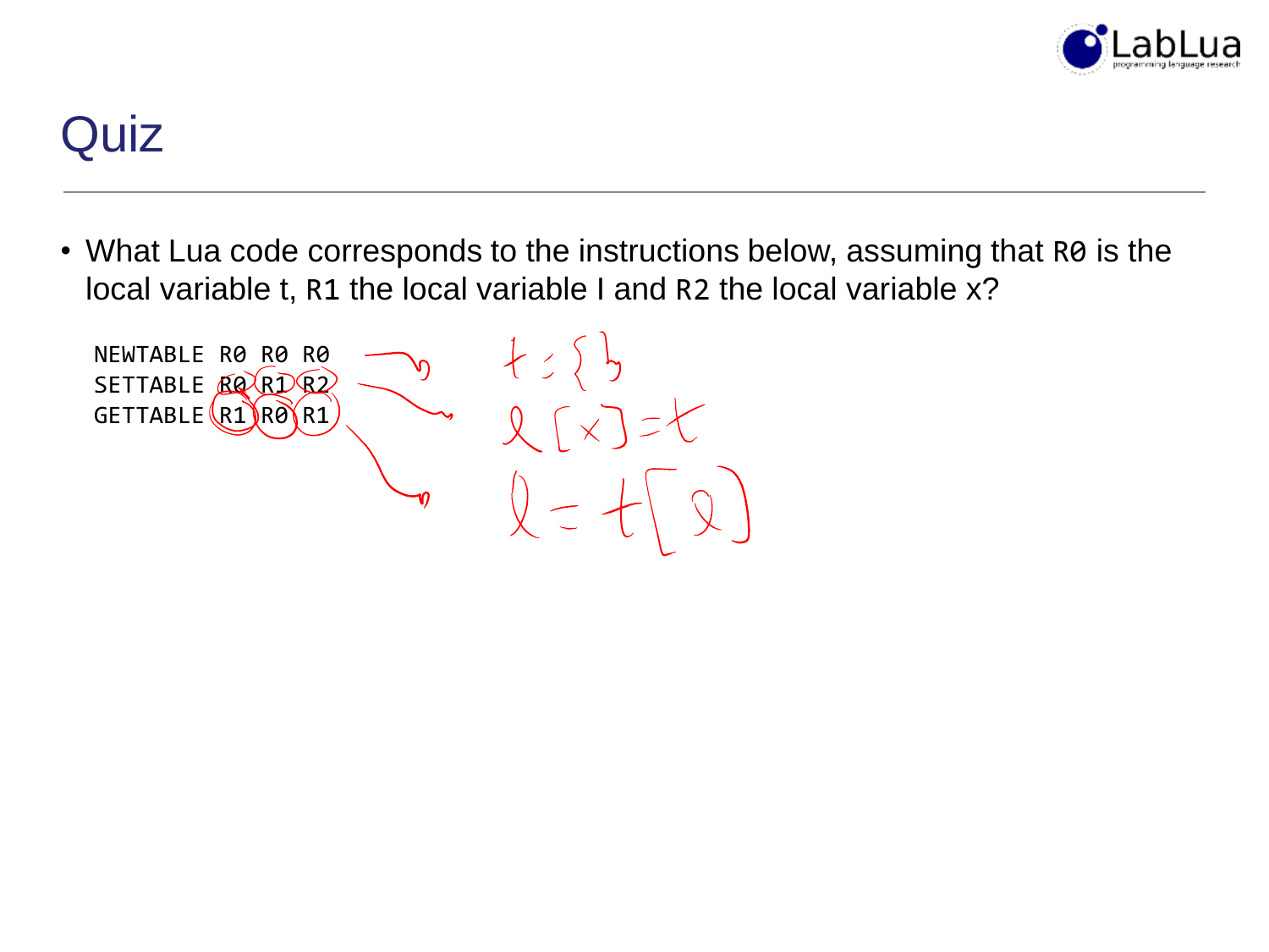# Quiz

- What Lua code corresponds to the instructions below, assuming that `R0` is the local variable t, `R1` the local variable l and `R2` the local variable `x`?

```
NEWTABLE R0 R0 R0
SETTABLE R0 R1 R2
GETTABLE R1 R0 R1
```

t = {}

l[x] = t

l = t[l]